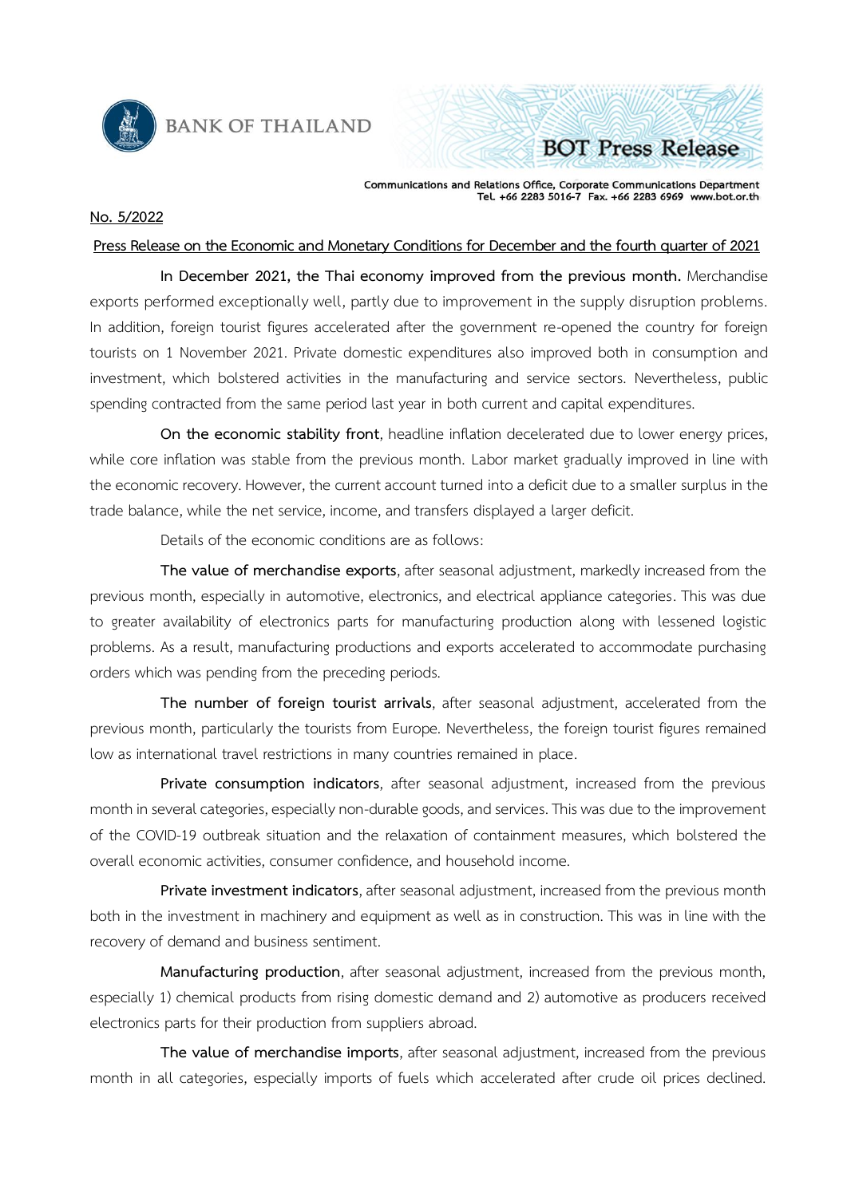BANK OF THAILAND

BOT Press Release

Communications and Relations Office, Corporate Communications Department
Tel. +66 2283 5016-7 Fax. +66 2283 6969 www.bot.or.th

No. 5/2022

## Press Release on the Economic and Monetary Conditions for December and the fourth quarter of 2021

**In December 2021, the Thai economy improved from the previous month.** Merchandise exports performed exceptionally well, partly due to improvement in the supply disruption problems. In addition, foreign tourist figures accelerated after the government re-opened the country for foreign tourists on 1 November 2021. Private domestic expenditures also improved both in consumption and investment, which bolstered activities in the manufacturing and service sectors. Nevertheless, public spending contracted from the same period last year in both current and capital expenditures.

**On the economic stability front**, headline inflation decelerated due to lower energy prices, while core inflation was stable from the previous month. Labor market gradually improved in line with the economic recovery. However, the current account turned into a deficit due to a smaller surplus in the trade balance, while the net service, income, and transfers displayed a larger deficit.

Details of the economic conditions are as follows:

**The value of merchandise exports**, after seasonal adjustment, markedly increased from the previous month, especially in automotive, electronics, and electrical appliance categories. This was due to greater availability of electronics parts for manufacturing production along with lessened logistic problems. As a result, manufacturing productions and exports accelerated to accommodate purchasing orders which was pending from the preceding periods.

**The number of foreign tourist arrivals**, after seasonal adjustment, accelerated from the previous month, particularly the tourists from Europe. Nevertheless, the foreign tourist figures remained low as international travel restrictions in many countries remained in place.

**Private consumption indicators**, after seasonal adjustment, increased from the previous month in several categories, especially non-durable goods, and services. This was due to the improvement of the COVID-19 outbreak situation and the relaxation of containment measures, which bolstered the overall economic activities, consumer confidence, and household income.

**Private investment indicators**, after seasonal adjustment, increased from the previous month both in the investment in machinery and equipment as well as in construction. This was in line with the recovery of demand and business sentiment.

**Manufacturing production**, after seasonal adjustment, increased from the previous month, especially 1) chemical products from rising domestic demand and 2) automotive as producers received electronics parts for their production from suppliers abroad.

**The value of merchandise imports**, after seasonal adjustment, increased from the previous month in all categories, especially imports of fuels which accelerated after crude oil prices declined.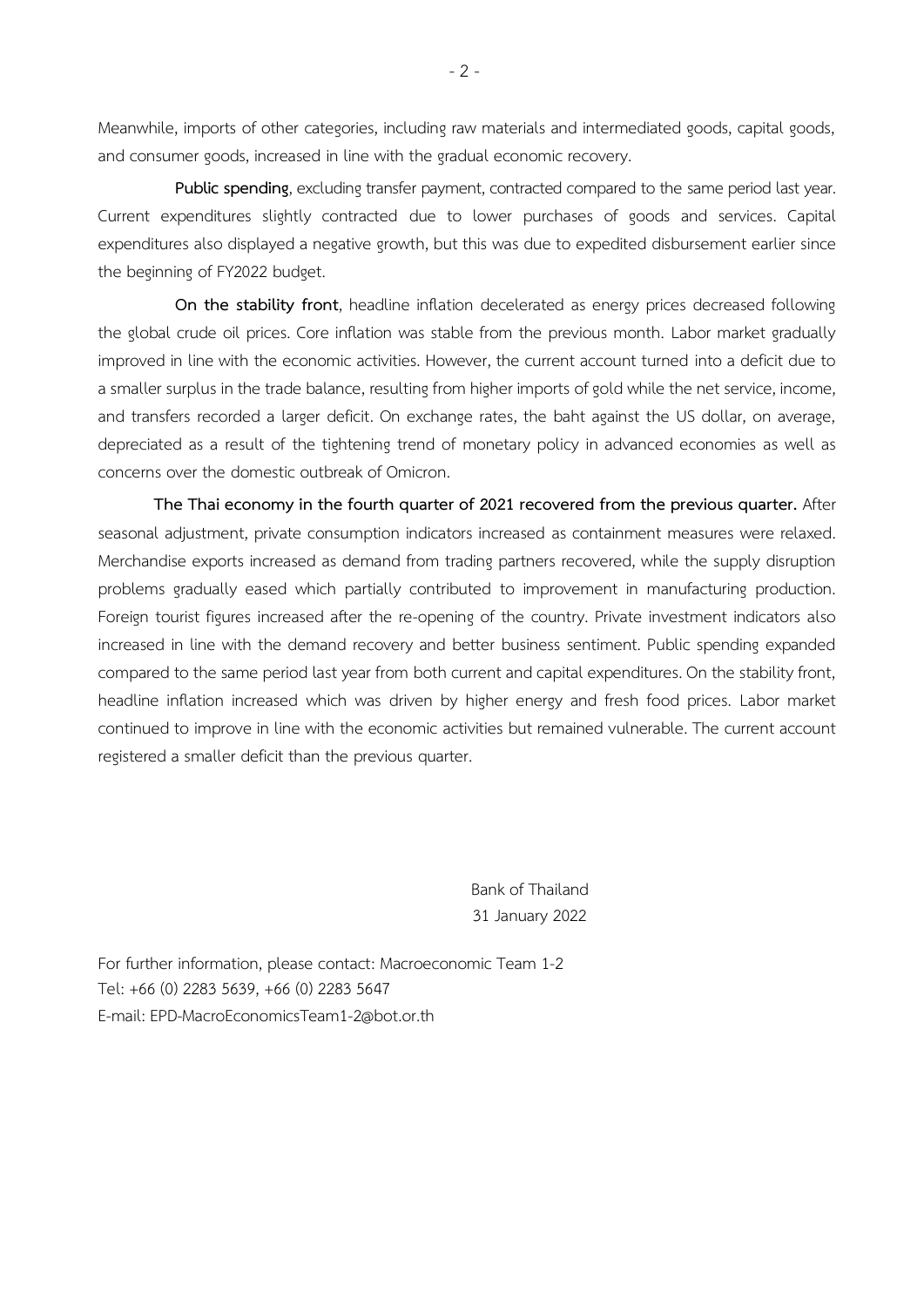Meanwhile, imports of other categories, including raw materials and intermediated goods, capital goods, and consumer goods, increased in line with the gradual economic recovery.

**Public spending**, excluding transfer payment, contracted compared to the same period last year. Current expenditures slightly contracted due to lower purchases of goods and services. Capital expenditures also displayed a negative growth, but this was due to expedited disbursement earlier since the beginning of FY2022 budget.

**On the stability front**, headline inflation decelerated as energy prices decreased following the global crude oil prices. Core inflation was stable from the previous month. Labor market gradually improved in line with the economic activities. However, the current account turned into a deficit due to a smaller surplus in the trade balance, resulting from higher imports of gold while the net service, income, and transfers recorded a larger deficit. On exchange rates, the baht against the US dollar, on average, depreciated as a result of the tightening trend of monetary policy in advanced economies as well as concerns over the domestic outbreak of Omicron.

**The Thai economy in the fourth quarter of 2021 recovered from the previous quarter.** After seasonal adjustment, private consumption indicators increased as containment measures were relaxed. Merchandise exports increased as demand from trading partners recovered, while the supply disruption problems gradually eased which partially contributed to improvement in manufacturing production. Foreign tourist figures increased after the re-opening of the country. Private investment indicators also increased in line with the demand recovery and better business sentiment. Public spending expanded compared to the same period last year from both current and capital expenditures. On the stability front, headline inflation increased which was driven by higher energy and fresh food prices. Labor market continued to improve in line with the economic activities but remained vulnerable. The current account registered a smaller deficit than the previous quarter.

Bank of Thailand
31 January 2022

For further information, please contact: Macroeconomic Team 1-2
Tel: +66 (0) 2283 5639, +66 (0) 2283 5647
E-mail: EPD-MacroEconomicsTeam1-2@bot.or.th